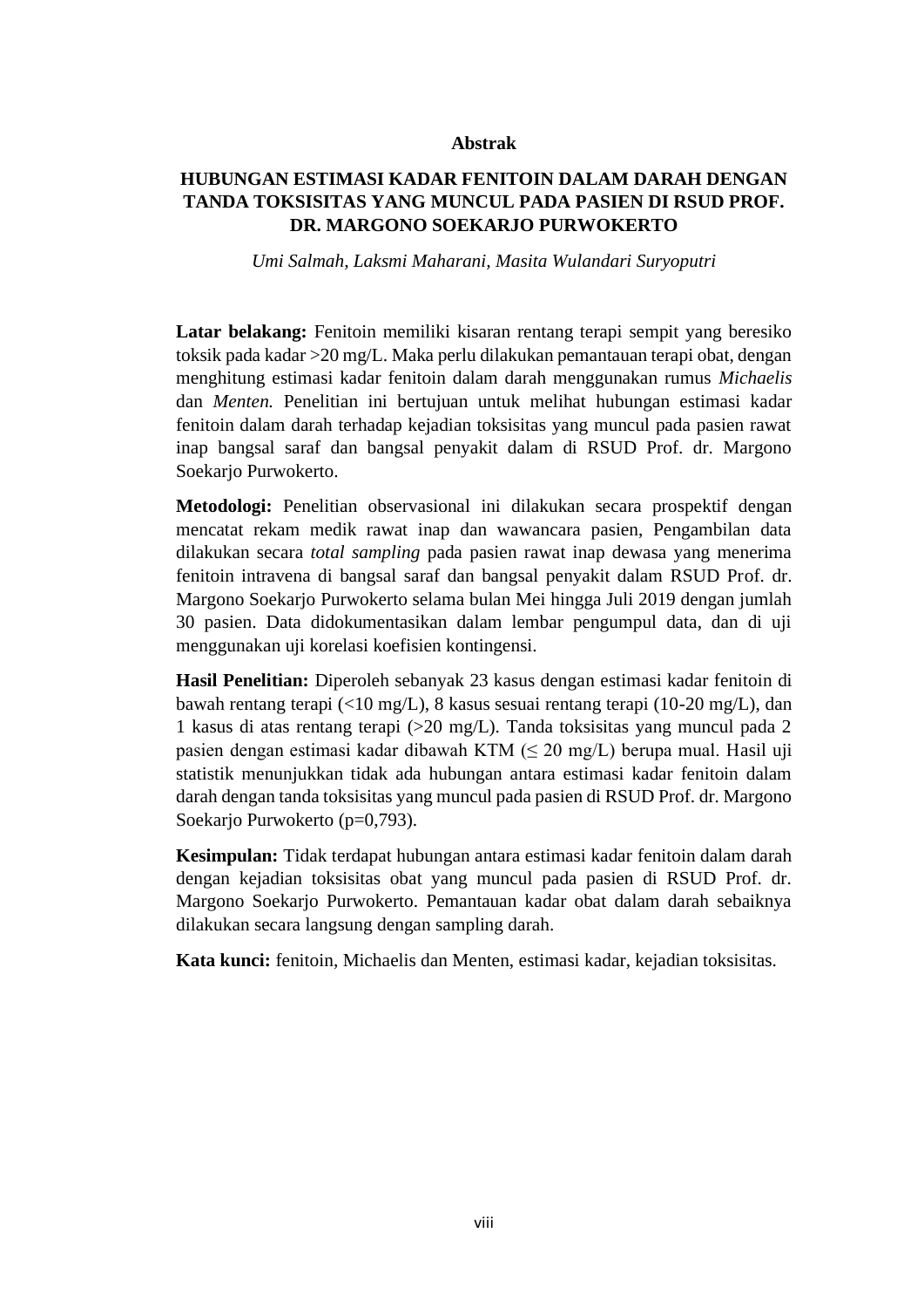## Abstrak

# HUBUNGAN ESTIMASI KADAR FENITOIN DALAM DARAH DENGAN TANDA TOKSISITAS YANG MUNCUL PADA PASIEN DI RSUD PROF. DR. MARGONO SOEKARJO PURWOKERTO

*Umi Salmah, Laksmi Maharani, Masita Wulandari Suryoputri*

**Latar belakang:** Fenitoin memiliki kisaran rentang terapi sempit yang beresiko toksik pada kadar >20 mg/L. Maka perlu dilakukan pemantauan terapi obat, dengan menghitung estimasi kadar fenitoin dalam darah menggunakan rumus *Michaelis* dan *Menten.* Penelitian ini bertujuan untuk melihat hubungan estimasi kadar fenitoin dalam darah terhadap kejadian toksisitas yang muncul pada pasien rawat inap bangsal saraf dan bangsal penyakit dalam di RSUD Prof. dr. Margono Soekarjo Purwokerto.

**Metodologi:** Penelitian observasional ini dilakukan secara prospektif dengan mencatat rekam medik rawat inap dan wawancara pasien, Pengambilan data dilakukan secara *total sampling* pada pasien rawat inap dewasa yang menerima fenitoin intravena di bangsal saraf dan bangsal penyakit dalam RSUD Prof. dr. Margono Soekarjo Purwokerto selama bulan Mei hingga Juli 2019 dengan jumlah 30 pasien. Data didokumentasikan dalam lembar pengumpul data, dan di uji menggunakan uji korelasi koefisien kontingensi.

**Hasil Penelitian:** Diperoleh sebanyak 23 kasus dengan estimasi kadar fenitoin di bawah rentang terapi (<10 mg/L), 8 kasus sesuai rentang terapi (10-20 mg/L), dan 1 kasus di atas rentang terapi (>20 mg/L). Tanda toksisitas yang muncul pada 2 pasien dengan estimasi kadar dibawah KTM (≤ 20 mg/L) berupa mual. Hasil uji statistik menunjukkan tidak ada hubungan antara estimasi kadar fenitoin dalam darah dengan tanda toksisitas yang muncul pada pasien di RSUD Prof. dr. Margono Soekarjo Purwokerto (p=0,793).

**Kesimpulan:** Tidak terdapat hubungan antara estimasi kadar fenitoin dalam darah dengan kejadian toksisitas obat yang muncul pada pasien di RSUD Prof. dr. Margono Soekarjo Purwokerto. Pemantauan kadar obat dalam darah sebaiknya dilakukan secara langsung dengan sampling darah.

**Kata kunci:** fenitoin, Michaelis dan Menten, estimasi kadar, kejadian toksisitas.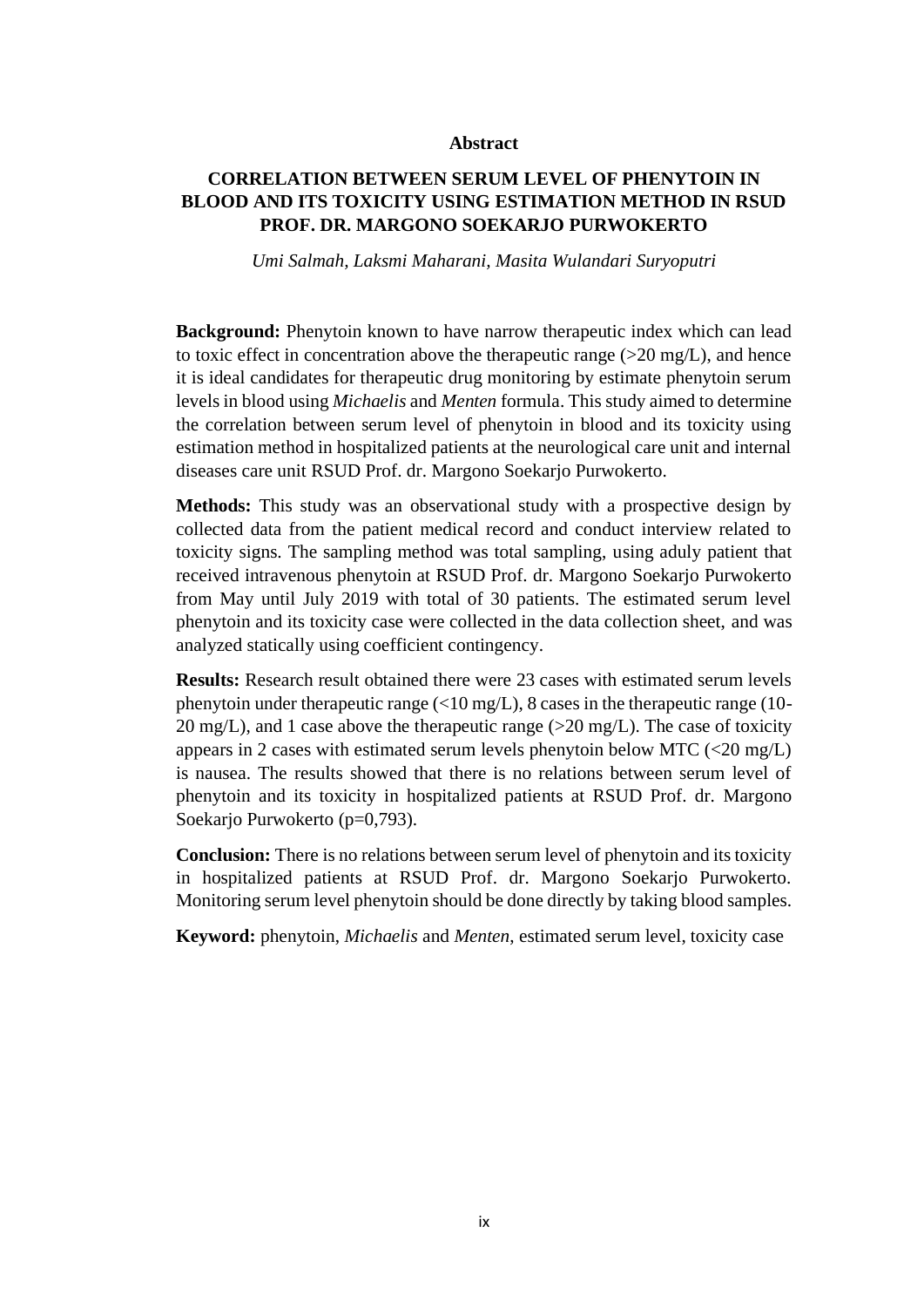**Abstract**

# CORRELATION BETWEEN SERUM LEVEL OF PHENYTOIN IN BLOOD AND ITS TOXICITY USING ESTIMATION METHOD IN RSUD PROF. DR. MARGONO SOEKARJO PURWOKERTO

*Umi Salmah, Laksmi Maharani, Masita Wulandari Suryoputri*

**Background:** Phenytoin known to have narrow therapeutic index which can lead to toxic effect in concentration above the therapeutic range (>20 mg/L), and hence it is ideal candidates for therapeutic drug monitoring by estimate phenytoin serum levels in blood using *Michaelis* and *Menten* formula. This study aimed to determine the correlation between serum level of phenytoin in blood and its toxicity using estimation method in hospitalized patients at the neurological care unit and internal diseases care unit RSUD Prof. dr. Margono Soekarjo Purwokerto.

**Methods:** This study was an observational study with a prospective design by collected data from the patient medical record and conduct interview related to toxicity signs. The sampling method was total sampling, using aduly patient that received intravenous phenytoin at RSUD Prof. dr. Margono Soekarjo Purwokerto from May until July 2019 with total of 30 patients. The estimated serum level phenytoin and its toxicity case were collected in the data collection sheet, and was analyzed statically using coefficient contingency.

**Results:** Research result obtained there were 23 cases with estimated serum levels phenytoin under therapeutic range (<10 mg/L), 8 cases in the therapeutic range (10-20 mg/L), and 1 case above the therapeutic range (>20 mg/L). The case of toxicity appears in 2 cases with estimated serum levels phenytoin below MTC (<20 mg/L) is nausea. The results showed that there is no relations between serum level of phenytoin and its toxicity in hospitalized patients at RSUD Prof. dr. Margono Soekarjo Purwokerto (p=0,793).

**Conclusion:** There is no relations between serum level of phenytoin and its toxicity in hospitalized patients at RSUD Prof. dr. Margono Soekarjo Purwokerto. Monitoring serum level phenytoin should be done directly by taking blood samples.

**Keyword:** phenytoin, *Michaelis* and *Menten*, estimated serum level, toxicity case